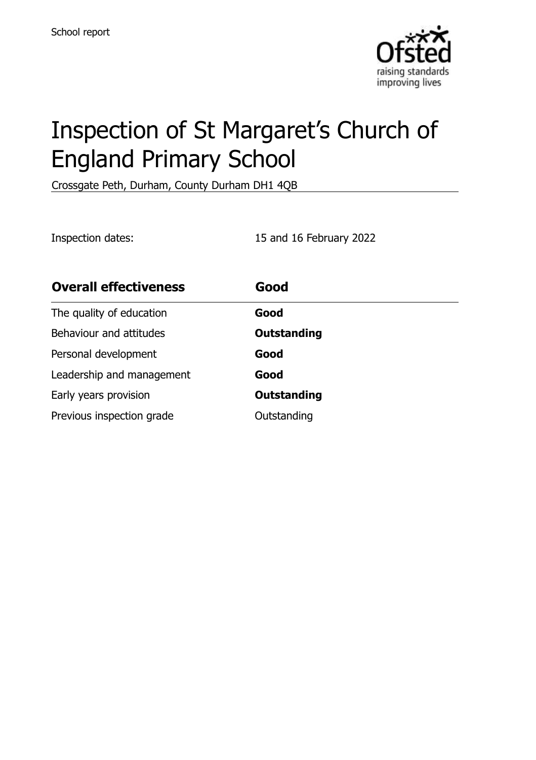School report

# Inspection of St Margaret's Church of England Primary School

Crossgate Peth, Durham, County Durham DH1 4QB

Inspection dates: 15 and 16 February 2022

| **Overall effectiveness** | **Good** |
|---|---|
| The quality of education | **Good** |
| Behaviour and attitudes | **Outstanding** |
| Personal development | **Good** |
| Leadership and management | **Good** |
| Early years provision | **Outstanding** |
| Previous inspection grade | Outstanding |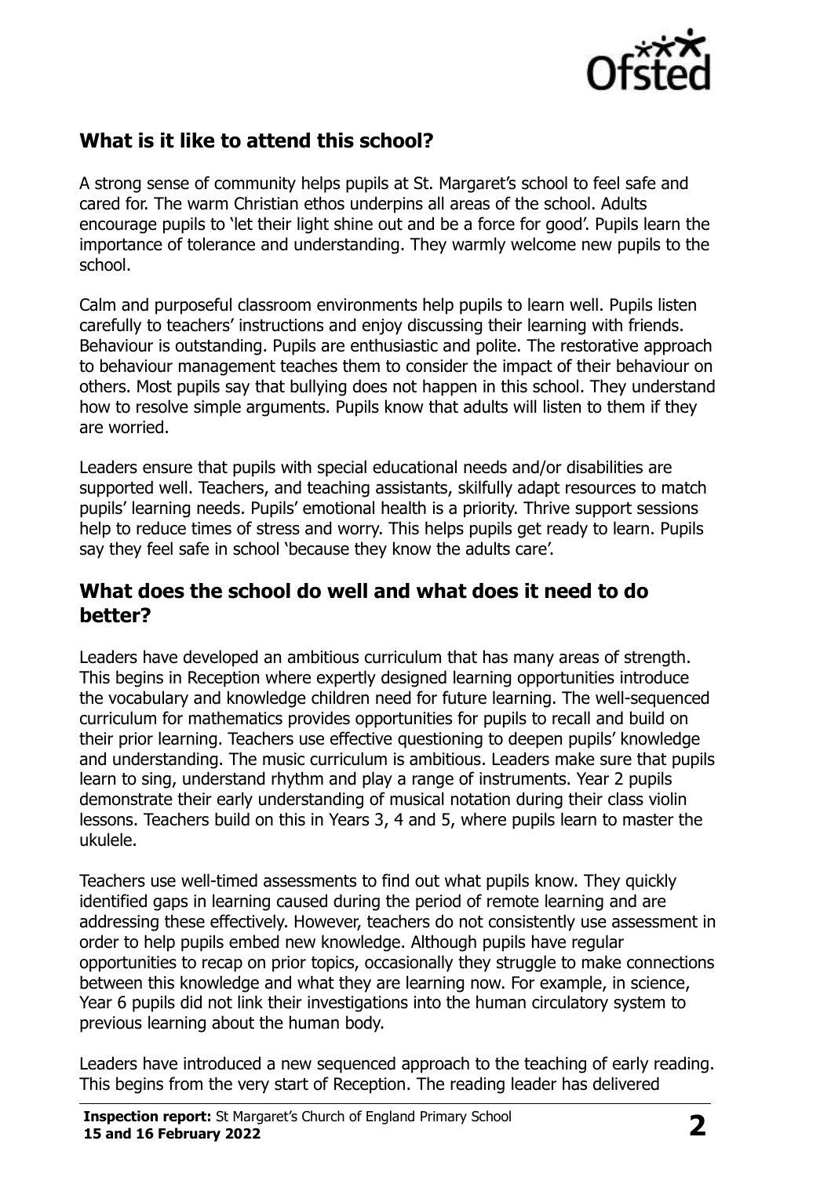## What is it like to attend this school?

A strong sense of community helps pupils at St. Margaret's school to feel safe and cared for. The warm Christian ethos underpins all areas of the school. Adults encourage pupils to 'let their light shine out and be a force for good'. Pupils learn the importance of tolerance and understanding. They warmly welcome new pupils to the school.

Calm and purposeful classroom environments help pupils to learn well. Pupils listen carefully to teachers' instructions and enjoy discussing their learning with friends. Behaviour is outstanding. Pupils are enthusiastic and polite. The restorative approach to behaviour management teaches them to consider the impact of their behaviour on others. Most pupils say that bullying does not happen in this school. They understand how to resolve simple arguments. Pupils know that adults will listen to them if they are worried.

Leaders ensure that pupils with special educational needs and/or disabilities are supported well. Teachers, and teaching assistants, skilfully adapt resources to match pupils' learning needs. Pupils' emotional health is a priority. Thrive support sessions help to reduce times of stress and worry. This helps pupils get ready to learn. Pupils say they feel safe in school 'because they know the adults care'.

## What does the school do well and what does it need to do better?

Leaders have developed an ambitious curriculum that has many areas of strength. This begins in Reception where expertly designed learning opportunities introduce the vocabulary and knowledge children need for future learning. The well-sequenced curriculum for mathematics provides opportunities for pupils to recall and build on their prior learning. Teachers use effective questioning to deepen pupils' knowledge and understanding. The music curriculum is ambitious. Leaders make sure that pupils learn to sing, understand rhythm and play a range of instruments. Year 2 pupils demonstrate their early understanding of musical notation during their class violin lessons. Teachers build on this in Years 3, 4 and 5, where pupils learn to master the ukulele.

Teachers use well-timed assessments to find out what pupils know. They quickly identified gaps in learning caused during the period of remote learning and are addressing these effectively. However, teachers do not consistently use assessment in order to help pupils embed new knowledge. Although pupils have regular opportunities to recap on prior topics, occasionally they struggle to make connections between this knowledge and what they are learning now. For example, in science, Year 6 pupils did not link their investigations into the human circulatory system to previous learning about the human body.

Leaders have introduced a new sequenced approach to the teaching of early reading. This begins from the very start of Reception. The reading leader has delivered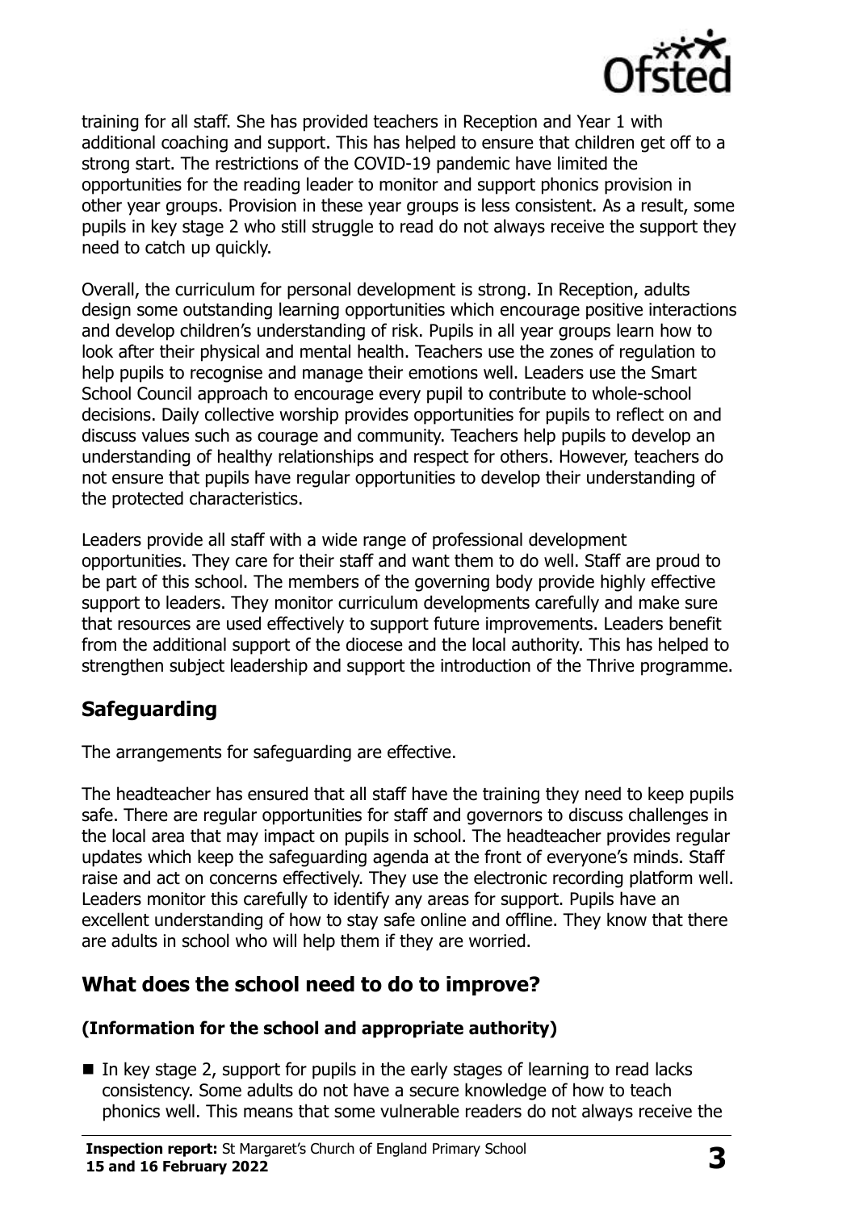training for all staff. She has provided teachers in Reception and Year 1 with additional coaching and support. This has helped to ensure that children get off to a strong start. The restrictions of the COVID-19 pandemic have limited the opportunities for the reading leader to monitor and support phonics provision in other year groups. Provision in these year groups is less consistent. As a result, some pupils in key stage 2 who still struggle to read do not always receive the support they need to catch up quickly.

Overall, the curriculum for personal development is strong. In Reception, adults design some outstanding learning opportunities which encourage positive interactions and develop children's understanding of risk. Pupils in all year groups learn how to look after their physical and mental health. Teachers use the zones of regulation to help pupils to recognise and manage their emotions well. Leaders use the Smart School Council approach to encourage every pupil to contribute to whole-school decisions. Daily collective worship provides opportunities for pupils to reflect on and discuss values such as courage and community. Teachers help pupils to develop an understanding of healthy relationships and respect for others. However, teachers do not ensure that pupils have regular opportunities to develop their understanding of the protected characteristics.

Leaders provide all staff with a wide range of professional development opportunities. They care for their staff and want them to do well. Staff are proud to be part of this school. The members of the governing body provide highly effective support to leaders. They monitor curriculum developments carefully and make sure that resources are used effectively to support future improvements. Leaders benefit from the additional support of the diocese and the local authority. This has helped to strengthen subject leadership and support the introduction of the Thrive programme.

## Safeguarding

The arrangements for safeguarding are effective.

The headteacher has ensured that all staff have the training they need to keep pupils safe. There are regular opportunities for staff and governors to discuss challenges in the local area that may impact on pupils in school. The headteacher provides regular updates which keep the safeguarding agenda at the front of everyone's minds. Staff raise and act on concerns effectively. They use the electronic recording platform well. Leaders monitor this carefully to identify any areas for support. Pupils have an excellent understanding of how to stay safe online and offline. They know that there are adults in school who will help them if they are worried.

## What does the school need to do to improve?

### (Information for the school and appropriate authority)

- In key stage 2, support for pupils in the early stages of learning to read lacks consistency. Some adults do not have a secure knowledge of how to teach phonics well. This means that some vulnerable readers do not always receive the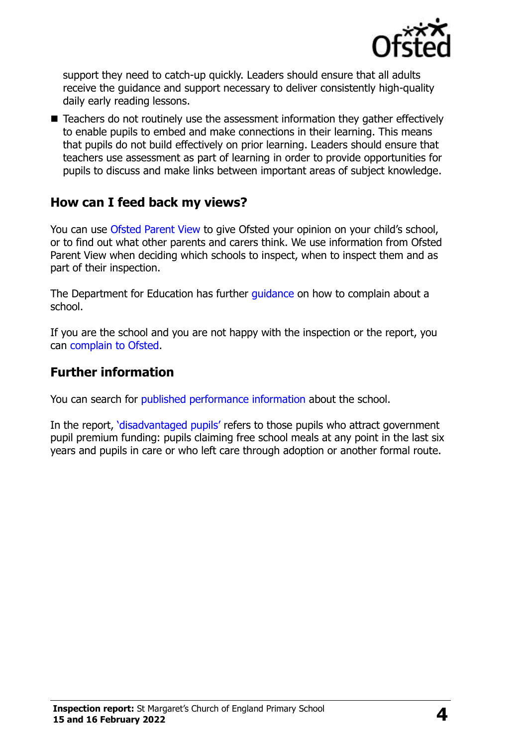support they need to catch-up quickly. Leaders should ensure that all adults receive the guidance and support necessary to deliver consistently high-quality daily early reading lessons.

- Teachers do not routinely use the assessment information they gather effectively to enable pupils to embed and make connections in their learning. This means that pupils do not build effectively on prior learning. Leaders should ensure that teachers use assessment as part of learning in order to provide opportunities for pupils to discuss and make links between important areas of subject knowledge.

## How can I feed back my views?

You can use Ofsted Parent View to give Ofsted your opinion on your child's school, or to find out what other parents and carers think. We use information from Ofsted Parent View when deciding which schools to inspect, when to inspect them and as part of their inspection.

The Department for Education has further guidance on how to complain about a school.

If you are the school and you are not happy with the inspection or the report, you can complain to Ofsted.

## Further information

You can search for published performance information about the school.

In the report, 'disadvantaged pupils' refers to those pupils who attract government pupil premium funding: pupils claiming free school meals at any point in the last six years and pupils in care or who left care through adoption or another formal route.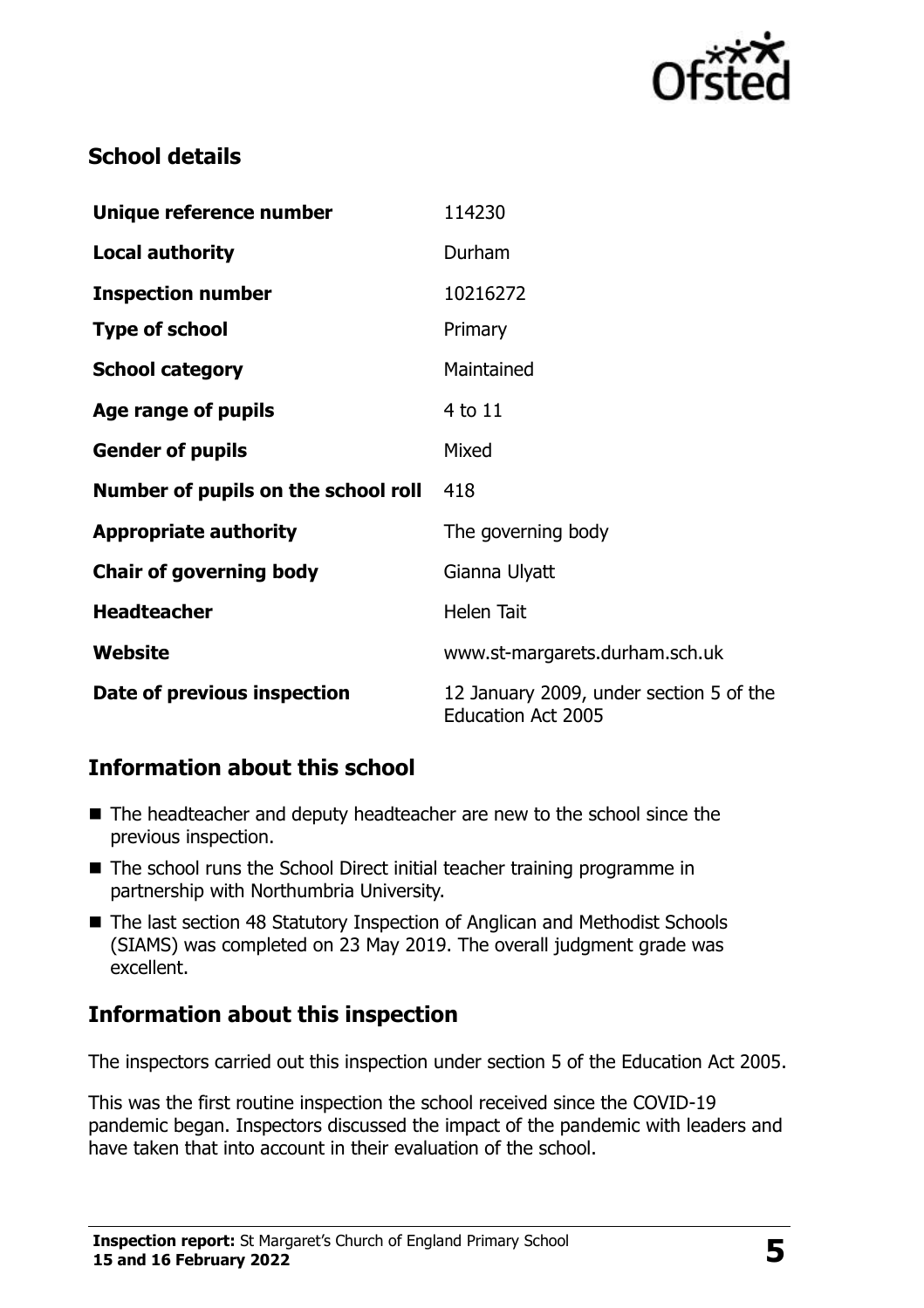## School details

| | |
|---|---|
| **Unique reference number** | 114230 |
| **Local authority** | Durham |
| **Inspection number** | 10216272 |
| **Type of school** | Primary |
| **School category** | Maintained |
| **Age range of pupils** | 4 to 11 |
| **Gender of pupils** | Mixed |
| **Number of pupils on the school roll** | 418 |
| **Appropriate authority** | The governing body |
| **Chair of governing body** | Gianna Ulyatt |
| **Headteacher** | Helen Tait |
| **Website** | www.st-margarets.durham.sch.uk |
| **Date of previous inspection** | 12 January 2009, under section 5 of the Education Act 2005 |

## Information about this school

- The headteacher and deputy headteacher are new to the school since the previous inspection.
- The school runs the School Direct initial teacher training programme in partnership with Northumbria University.
- The last section 48 Statutory Inspection of Anglican and Methodist Schools (SIAMS) was completed on 23 May 2019. The overall judgment grade was excellent.

## Information about this inspection

The inspectors carried out this inspection under section 5 of the Education Act 2005.

This was the first routine inspection the school received since the COVID-19 pandemic began. Inspectors discussed the impact of the pandemic with leaders and have taken that into account in their evaluation of the school.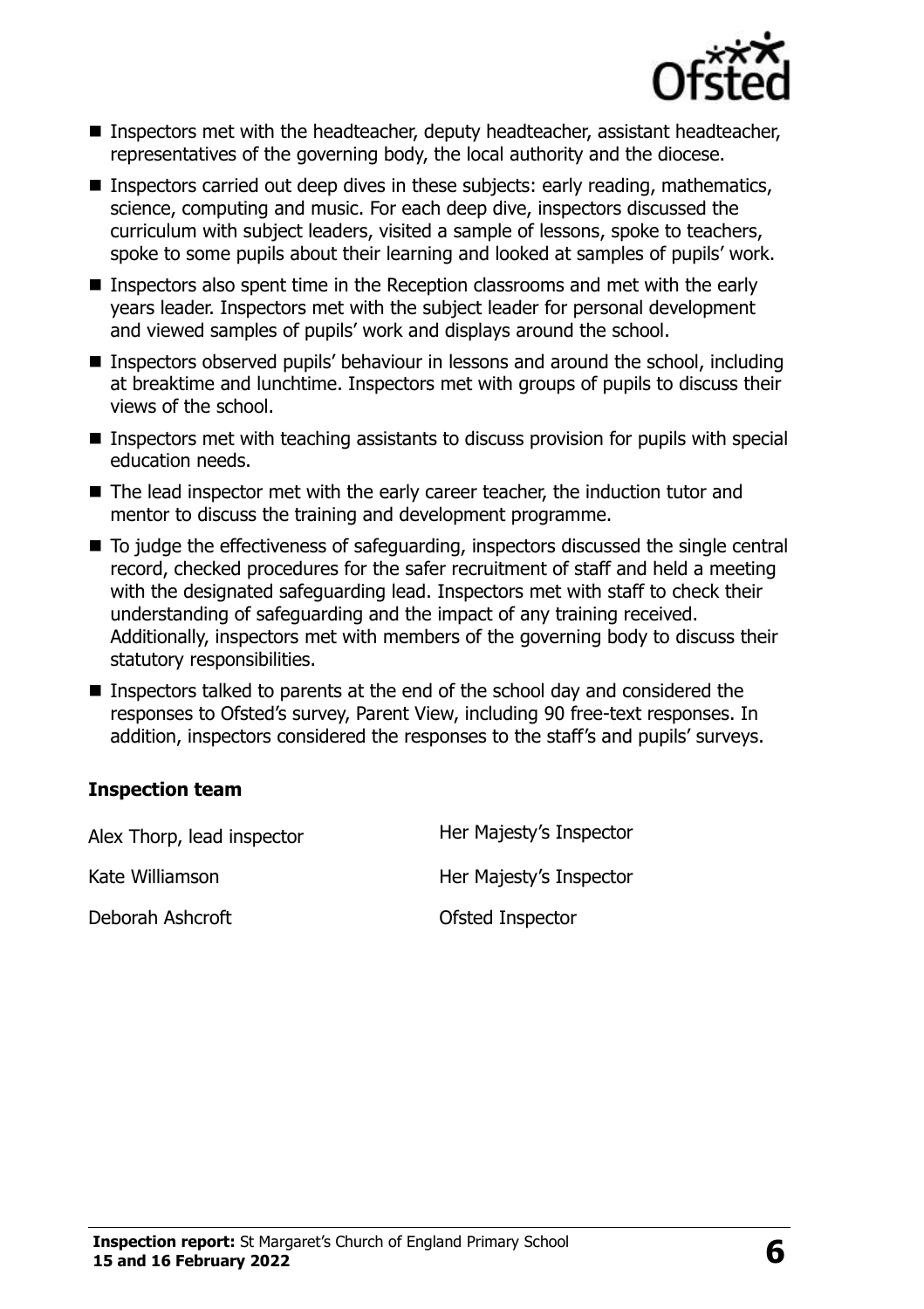- Inspectors met with the headteacher, deputy headteacher, assistant headteacher, representatives of the governing body, the local authority and the diocese.
- Inspectors carried out deep dives in these subjects: early reading, mathematics, science, computing and music. For each deep dive, inspectors discussed the curriculum with subject leaders, visited a sample of lessons, spoke to teachers, spoke to some pupils about their learning and looked at samples of pupils' work.
- Inspectors also spent time in the Reception classrooms and met with the early years leader. Inspectors met with the subject leader for personal development and viewed samples of pupils' work and displays around the school.
- Inspectors observed pupils' behaviour in lessons and around the school, including at breaktime and lunchtime. Inspectors met with groups of pupils to discuss their views of the school.
- Inspectors met with teaching assistants to discuss provision for pupils with special education needs.
- The lead inspector met with the early career teacher, the induction tutor and mentor to discuss the training and development programme.
- To judge the effectiveness of safeguarding, inspectors discussed the single central record, checked procedures for the safer recruitment of staff and held a meeting with the designated safeguarding lead. Inspectors met with staff to check their understanding of safeguarding and the impact of any training received. Additionally, inspectors met with members of the governing body to discuss their statutory responsibilities.
- Inspectors talked to parents at the end of the school day and considered the responses to Ofsted's survey, Parent View, including 90 free-text responses. In addition, inspectors considered the responses to the staff's and pupils' surveys.

### Inspection team

| | |
|---|---|
| Alex Thorp, lead inspector | Her Majesty's Inspector |
| Kate Williamson | Her Majesty's Inspector |
| Deborah Ashcroft | Ofsted Inspector |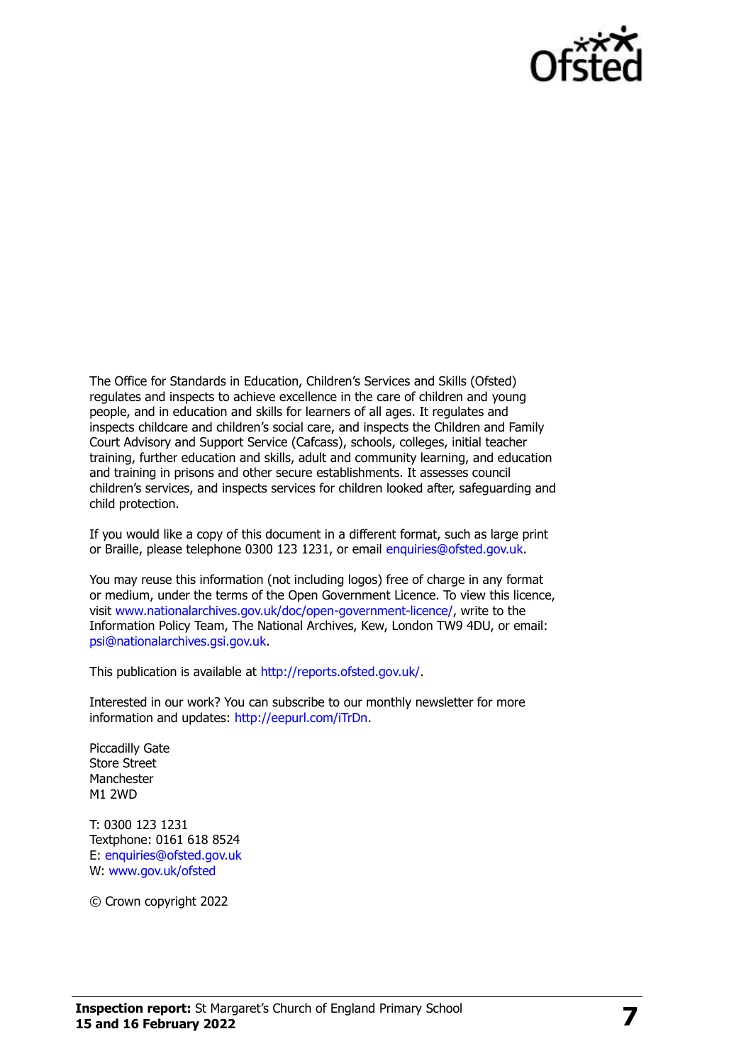The Office for Standards in Education, Children's Services and Skills (Ofsted) regulates and inspects to achieve excellence in the care of children and young people, and in education and skills for learners of all ages. It regulates and inspects childcare and children's social care, and inspects the Children and Family Court Advisory and Support Service (Cafcass), schools, colleges, initial teacher training, further education and skills, adult and community learning, and education and training in prisons and other secure establishments. It assesses council children's services, and inspects services for children looked after, safeguarding and child protection.

If you would like a copy of this document in a different format, such as large print or Braille, please telephone 0300 123 1231, or email enquiries@ofsted.gov.uk.

You may reuse this information (not including logos) free of charge in any format or medium, under the terms of the Open Government Licence. To view this licence, visit www.nationalarchives.gov.uk/doc/open-government-licence/, write to the Information Policy Team, The National Archives, Kew, London TW9 4DU, or email: psi@nationalarchives.gsi.gov.uk.

This publication is available at http://reports.ofsted.gov.uk/.

Interested in our work? You can subscribe to our monthly newsletter for more information and updates: http://eepurl.com/iTrDn.

Piccadilly Gate
Store Street
Manchester
M1 2WD

T: 0300 123 1231
Textphone: 0161 618 8524
E: enquiries@ofsted.gov.uk
W: www.gov.uk/ofsted

© Crown copyright 2022